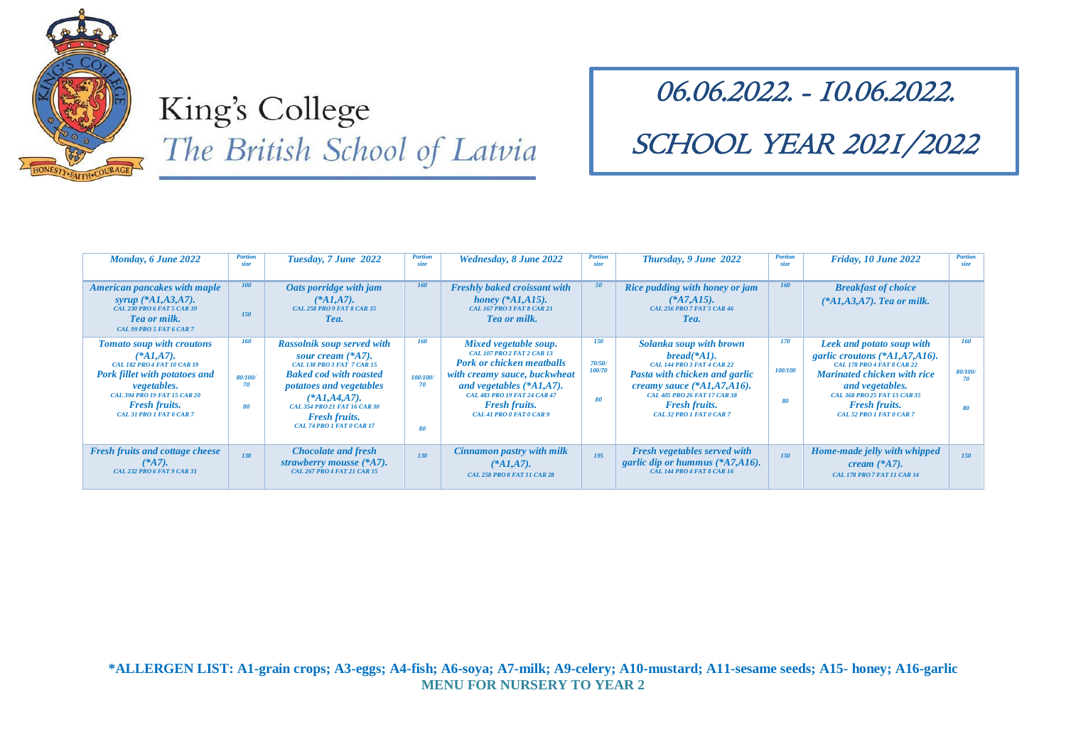# King's College
## The British School of Latvia

# 06.06.2022. - 10.06.2022.
# SCHOOL YEAR 2021/2022

| Monday, 6 June 2022 | Portion size | Tuesday, 7 June 2022 | Portion size | Wednesday, 8 June 2022 | Portion size | Thursday, 9 June 2022 | Portion size | Friday, 10 June 2022 | Portion size |
|---|---|---|---|---|---|---|---|---|---|
| American pancakes with maple syrup (*A1,A3,A7). CAL 230 PRO 6 FAT 5 CAR 39 Tea or milk. CAL 99 PRO 5 FAT 6 CAR 7 | 100 150 | Oats porridge with jam (*A1,A7). CAL 258 PRO 9 FAT 8 CAR 35 Tea. | 160 | Freshly baked croissant with honey (*A1,A15). CAL 167 PRO 3 FAT 8 CAR 21 Tea or milk. | 50 | Rice pudding with honey or jam (*A7,A15). CAL 256 PRO 7 FAT 5 CAR 46 Tea. | 160 | Breakfast of choice (*A1,A3,A7). Tea or milk. | |
| Tomato soup with croutons (*A1,A7). CAL 182 PRO 4 FAT 10 CAR 19 Pork fillet with potatoes and vegetables. CAL 394 PRO 19 FAT 15 CAR 20 Fresh fruits. CAL 31 PRO 1 FAT 0 CAR 7 | 160 80/100/70 80 | Rassolnik soup served with sour cream (*A7). CAL 138 PRO 3 FAT 7 CAR 15 Baked cod with roasted potatoes and vegetables (*A1,A4,A7). CAL 354 PRO 21 FAT 16 CAR 30 Fresh fruits. CAL 74 PRO 1 FAT 0 CAR 17 | 160 100/100/70 80 | Mixed vegetable soup. CAL 107 PRO 2 FAT 2 CAR 13 Pork or chicken meatballs with creamy sauce, buckwheat and vegetables (*A1,A7). CAL 483 PRO 19 FAT 24 CAR 47 Fresh fruits. CAL 41 PRO 0 FAT 0 CAR 9 | 150 70/50/100/70 80 | Solanka soup with brown bread(*A1). CAL 144 PRO 3 FAT 4 CAR 22 Pasta with chicken and garlic creamy sauce (*A1,A7,A16). CAL 405 PRO 26 FAT 17 CAR 38 Fresh fruits. CAL 32 PRO 1 FAT 0 CAR 7 | 170 100/100 80 | Leek and potato soup with garlic croutons (*A1,A7,A16). CAL 178 PRO 4 FAT 8 CAR 22 Marinated chicken with rice and vegetables. CAL 368 PRO 25 FAT 13 CAR 35 Fresh fruits. CAL 52 PRO 1 FAT 0 CAR 7 | 160 80/100/70 80 |
| Fresh fruits and cottage cheese (*A7). CAL 232 PRO 6 FAT 9 CAR 31 | 138 | Chocolate and fresh strawberry mousse (*A7). CAL 267 PRO 4 FAT 21 CAR 15 | 130 | Cinnamon pastry with milk (*A1,A7). CAL 258 PRO 8 FAT 11 CAR 28 | 195 | Fresh vegetables served with garlic dip or hummus (*A7,A16). CAL 144 PRO 4 FAT 8 CAR 16 | 150 | Home-made jelly with whipped cream (*A7). CAL 178 PRO 7 FAT 11 CAR 14 | 150 |

**\*ALLERGEN LIST: A1-grain crops; A3-eggs; A4-fish; A6-soya; A7-milk; A9-celery; A10-mustard; A11-sesame seeds; A15- honey; A16-garlic**

**MENU FOR NURSERY TO YEAR 2**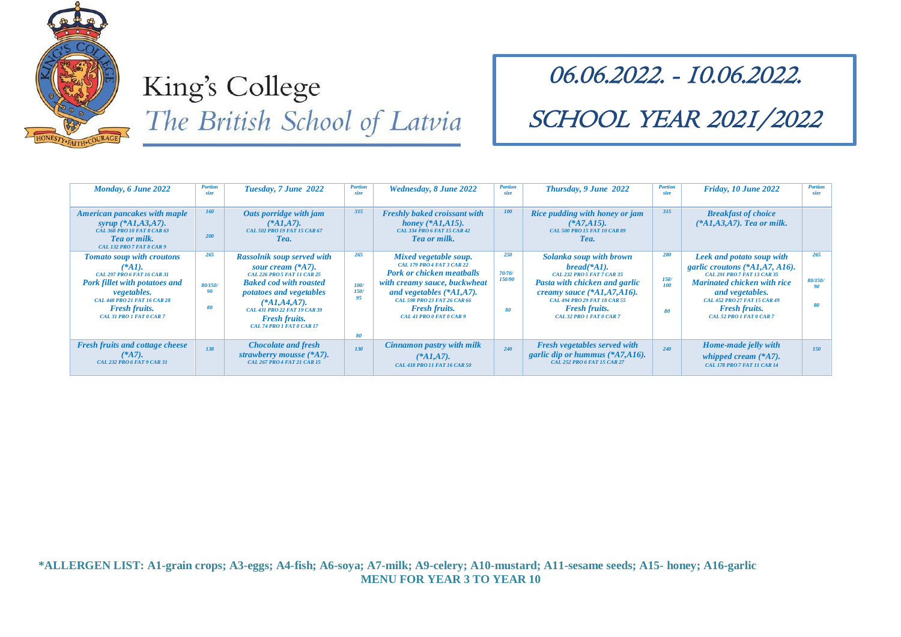# King's College
## The British School of Latvia

## 06.06.2022. - 10.06.2022.

## SCHOOL YEAR 2021/2022

| Monday, 6 June 2022 | Portion size | Tuesday, 7 June 2022 | Portion size | Wednesday, 8 June 2022 | Portion size | Thursday, 9 June 2022 | Portion size | Friday, 10 June 2022 | Portion size |
|---|---|---|---|---|---|---|---|---|---|
| American pancakes with maple syrup (*A1,A3,A7). CAL 368 PRO 10 FAT 8 CAR 63 Tea or milk. CAL 132 PRO 7 FAT 8 CAR 9 | 160 200 | Oats porridge with jam (*A1,A7). CAL 502 PRO 19 FAT 15 CAR 67 Tea. | 315 | Freshly baked croissant with honey (*A1,A15). CAL 334 PRO 6 FAT 15 CAR 42 Tea or milk. | 100 | Rice pudding with honey or jam (*A7,A15). CAL 500 PRO 15 FAT 10 CAR 89 Tea. | 315 | Breakfast of choice (*A1,A3,A7). Tea or milk. | |
| Tomato soup with croutons (*A1). CAL 297 PRO 6 FAT 16 CAR 31 Pork fillet with potatoes and vegetables. CAL 448 PRO 21 FAT 16 CAR 28 Fresh fruits. CAL 31 PRO 1 FAT 0 CAR 7 | 265 80/150/90 80 | Rassolnik soup served with sour cream (*A7). CAL 226 PRO 5 FAT 11 CAR 25 Baked cod with roasted potatoes and vegetables (*A1,A4,A7). CAL 431 PRO 22 FAT 19 CAR 39 Fresh fruits. CAL 74 PRO 1 FAT 0 CAR 17 | 265 100/150/95 80 | Mixed vegetable soup. CAL 179 PRO 4 FAT 3 CAR 22 Pork or chicken meatballs with creamy sauce, buckwheat and vegetables (*A1,A7). CAL 598 PRO 23 FAT 26 CAR 66 Fresh fruits. CAL 41 PRO 0 FAT 0 CAR 9 | 250 70/70/150/90 80 | Solanka soup with brown bread(*A1). CAL 232 PRO 5 FAT 7 CAR 35 Pasta with chicken and garlic creamy sauce (*A1,A7,A16). CAL 494 PRO 29 FAT 18 CAR 55 Fresh fruits. CAL 32 PRO 1 FAT 0 CAR 7 | 280 150/100 80 | Leek and potato soup with garlic croutons (*A1,A7, A16). CAL 291 PRO 7 FAT 13 CAR 35 Marinated chicken with rice and vegetables. CAL 452 PRO 27 FAT 15 CAR 49 Fresh fruits. CAL 52 PRO 1 FAT 0 CAR 7 | 265 80/150/90 80 |
| Fresh fruits and cottage cheese (*A7). CAL 232 PRO 6 FAT 9 CAR 31 | 138 | Chocolate and fresh strawberry mousse (*A7). CAL 267 PRO 4 FAT 21 CAR 15 | 130 | Cinnamon pastry with milk (*A1,A7). CAL 418 PRO 11 FAT 16 CAR 50 | 240 | Fresh vegetables served with garlic dip or hummus (*A7,A16). CAL 252 PRO 6 FAT 15 CAR 27 | 240 | Home-made jelly with whipped cream (*A7). CAL 178 PRO 7 FAT 11 CAR 14 | 150 |

**\*ALLERGEN LIST: A1-grain crops; A3-eggs; A4-fish; A6-soya; A7-milk; A9-celery; A10-mustard; A11-sesame seeds; A15- honey; A16-garlic**

**MENU FOR YEAR 3 TO YEAR 10**